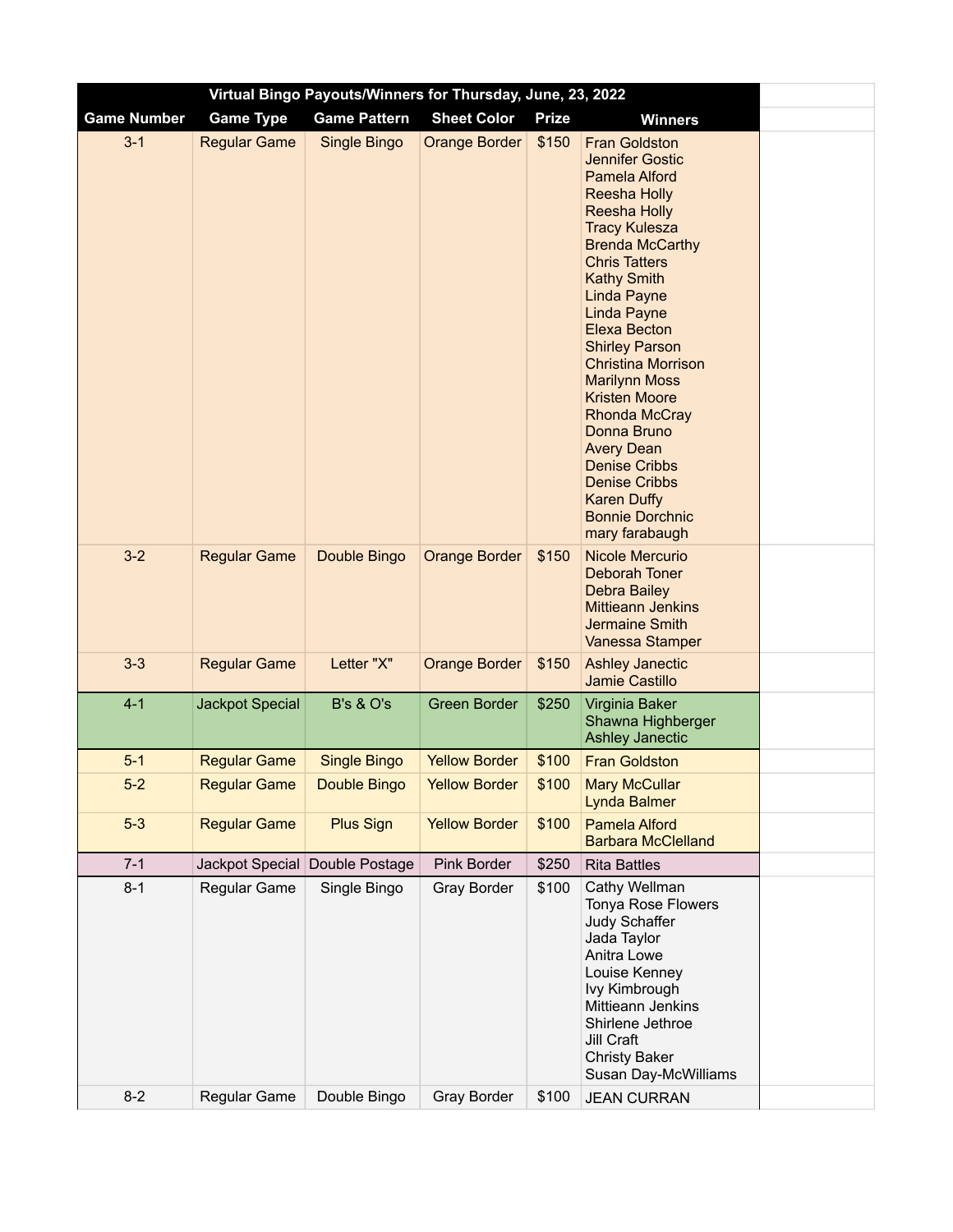# Virtual Bingo Payouts/Winners for Thursday, June, 23, 2022

| Game Number | Game Type | Game Pattern | Sheet Color | Prize | Winners |
|---|---|---|---|---|---|
| 3-1 | Regular Game | Single Bingo | Orange Border | $150 | Fran Goldston<br>Jennifer Gostic<br>Pamela Alford<br>Reesha Holly<br>Reesha Holly<br>Tracy Kulesza<br>Brenda McCarthy<br>Chris Tatters<br>Kathy Smith<br>Linda Payne<br>Linda Payne<br>Elexa Becton<br>Shirley Parson<br>Christina Morrison<br>Marilynn Moss<br>Kristen Moore<br>Rhonda McCray<br>Donna Bruno<br>Avery Dean<br>Denise Cribbs<br>Denise Cribbs<br>Karen Duffy<br>Bonnie Dorchnic<br>mary farabaugh |
| 3-2 | Regular Game | Double Bingo | Orange Border | $150 | Nicole Mercurio<br>Deborah Toner<br>Debra Bailey<br>Mittieann Jenkins<br>Jermaine Smith<br>Vanessa Stamper |
| 3-3 | Regular Game | Letter "X" | Orange Border | $150 | Ashley Janectic<br>Jamie Castillo |
| 4-1 | Jackpot Special | B's & O's | Green Border | $250 | Virginia Baker<br>Shawna Highberger<br>Ashley Janectic |
| 5-1 | Regular Game | Single Bingo | Yellow Border | $100 | Fran Goldston |
| 5-2 | Regular Game | Double Bingo | Yellow Border | $100 | Mary McCullar<br>Lynda Balmer |
| 5-3 | Regular Game | Plus Sign | Yellow Border | $100 | Pamela Alford<br>Barbara McClelland |
| 7-1 | Jackpot Special | Double Postage | Pink Border | $250 | Rita Battles |
| 8-1 | Regular Game | Single Bingo | Gray Border | $100 | Cathy Wellman<br>Tonya Rose Flowers<br>Judy Schaffer<br>Jada Taylor<br>Anitra Lowe<br>Louise Kenney<br>Ivy Kimbrough<br>Mittieann Jenkins<br>Shirlene Jethroe<br>Jill Craft<br>Christy Baker<br>Susan Day-McWilliams |
| 8-2 | Regular Game | Double Bingo | Gray Border | $100 | JEAN CURRAN |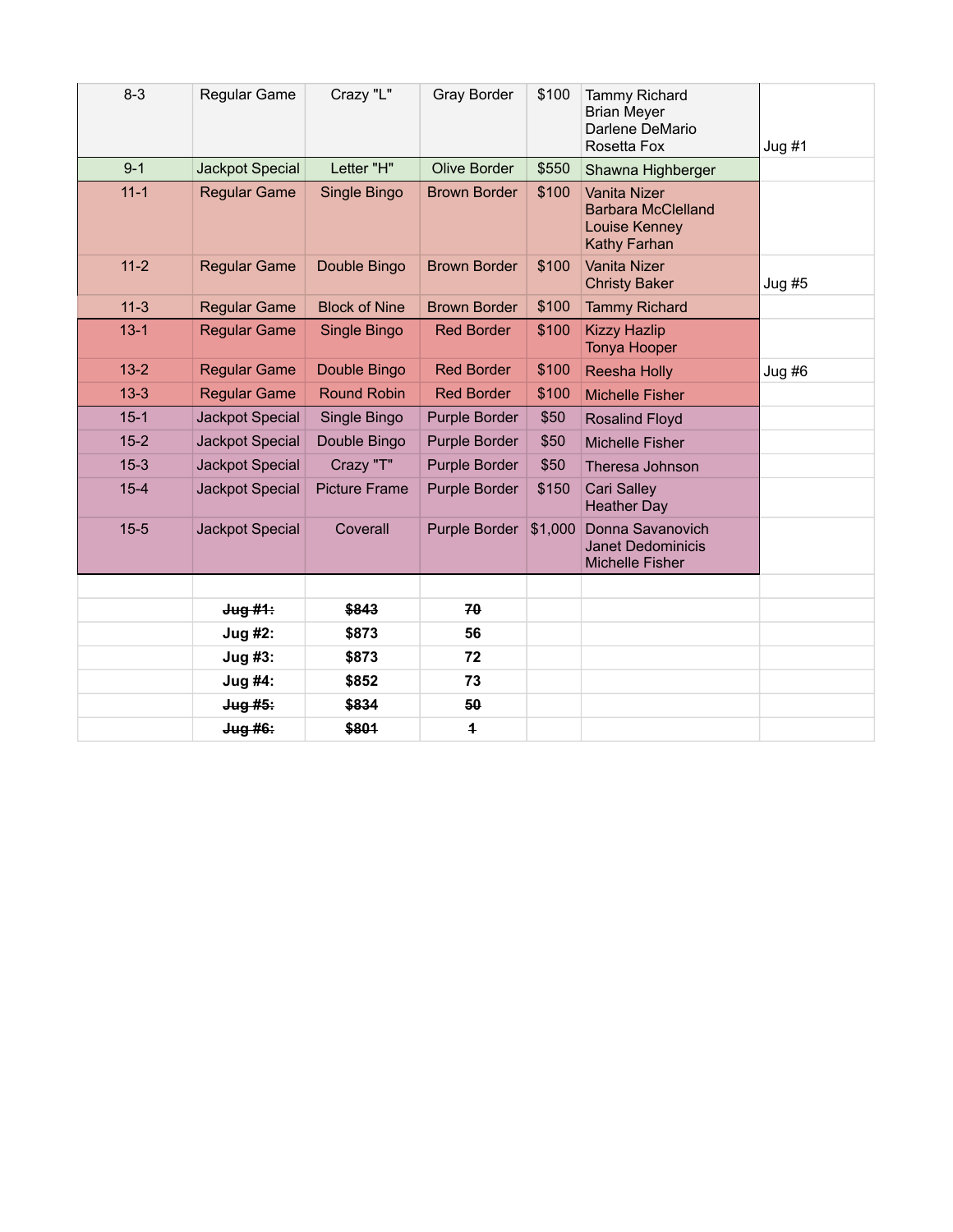| | | | | | | |
|---|---|---|---|---|---|---|
| 8-3 | Regular Game | Crazy "L" | Gray Border | $100 | Tammy Richard<br>Brian Meyer<br>Darlene DeMario<br>Rosetta Fox | Jug #1 |
| 9-1 | Jackpot Special | Letter "H" | Olive Border | $550 | Shawna Highberger | |
| 11-1 | Regular Game | Single Bingo | Brown Border | $100 | Vanita Nizer<br>Barbara McClelland<br>Louise Kenney<br>Kathy Farhan | |
| 11-2 | Regular Game | Double Bingo | Brown Border | $100 | Vanita Nizer<br>Christy Baker | Jug #5 |
| 11-3 | Regular Game | Block of Nine | Brown Border | $100 | Tammy Richard | |
| 13-1 | Regular Game | Single Bingo | Red Border | $100 | Kizzy Hazlip<br>Tonya Hooper | |
| 13-2 | Regular Game | Double Bingo | Red Border | $100 | Reesha Holly | Jug #6 |
| 13-3 | Regular Game | Round Robin | Red Border | $100 | Michelle Fisher | |
| 15-1 | Jackpot Special | Single Bingo | Purple Border | $50 | Rosalind Floyd | |
| 15-2 | Jackpot Special | Double Bingo | Purple Border | $50 | Michelle Fisher | |
| 15-3 | Jackpot Special | Crazy "T" | Purple Border | $50 | Theresa Johnson | |
| 15-4 | Jackpot Special | Picture Frame | Purple Border | $150 | Cari Salley<br>Heather Day | |
| 15-5 | Jackpot Special | Coverall | Purple Border | $1,000 | Donna Savanovich<br>Janet Dedominicis<br>Michelle Fisher | |
| | | | | | | |
| | ~~**Jug #1:**~~ | ~~**$843**~~ | ~~**70**~~ | | | |
| | **Jug #2:** | **$873** | **56** | | | |
| | **Jug #3:** | **$873** | **72** | | | |
| | **Jug #4:** | **$852** | **73** | | | |
| | ~~**Jug #5:**~~ | ~~**$834**~~ | ~~**50**~~ | | | |
| | ~~**Jug #6:**~~ | ~~**$801**~~ | ~~**1**~~ | | | |